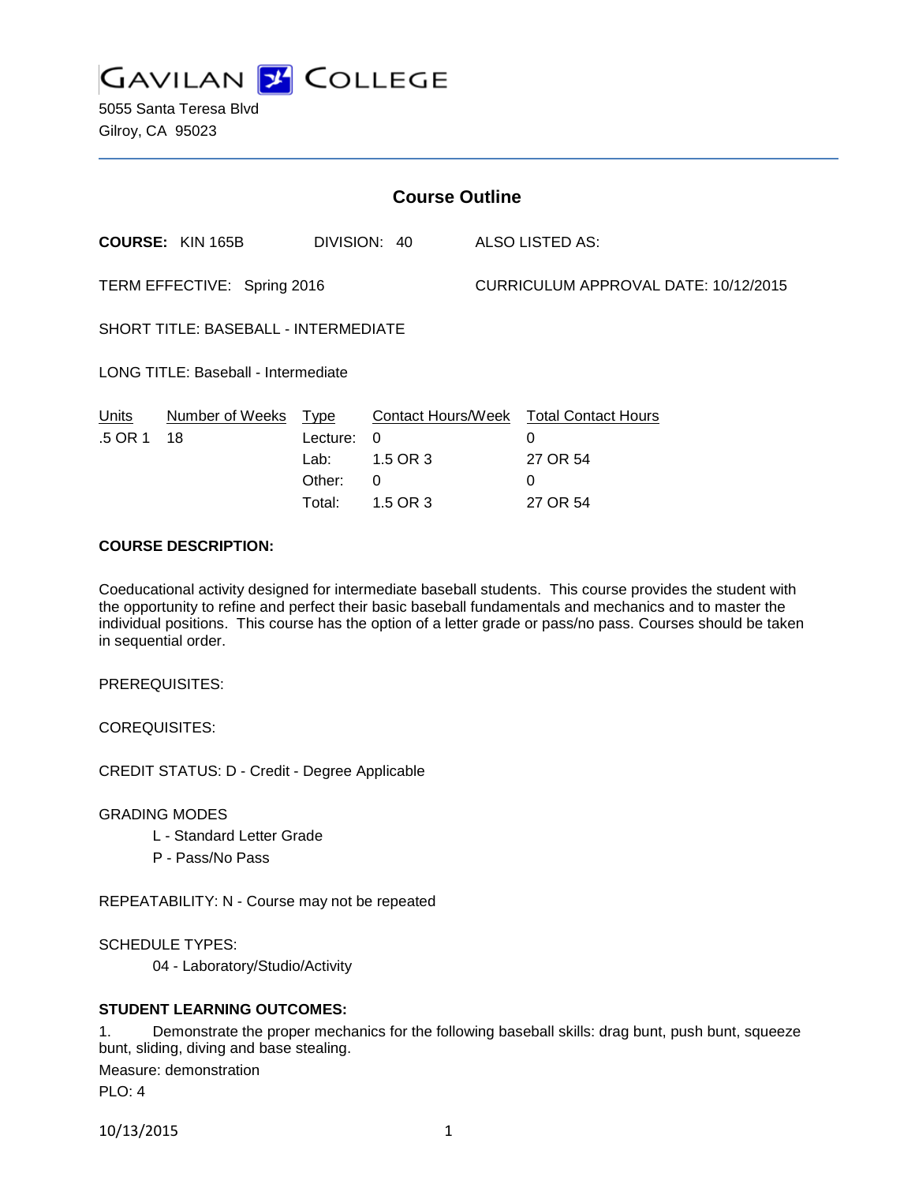# GAVILAN COLLEGE

5055 Santa Teresa Blvd
Gilroy, CA 95023

## Course Outline

**COURSE:** KIN 165B DIVISION: 40 ALSO LISTED AS:

TERM EFFECTIVE: Spring 2016 CURRICULUM APPROVAL DATE: 10/12/2015

SHORT TITLE: BASEBALL - INTERMEDIATE

LONG TITLE: Baseball - Intermediate

| Units | Number of Weeks | Type | Contact Hours/Week | Total Contact Hours |
|---|---|---|---|---|
| .5 OR 1 | 18 | Lecture: | 0 | 0 |
| | | Lab: | 1.5 OR 3 | 27 OR 54 |
| | | Other: | 0 | 0 |
| | | Total: | 1.5 OR 3 | 27 OR 54 |

**COURSE DESCRIPTION:**

Coeducational activity designed for intermediate baseball students. This course provides the student with the opportunity to refine and perfect their basic baseball fundamentals and mechanics and to master the individual positions. This course has the option of a letter grade or pass/no pass. Courses should be taken in sequential order.

PREREQUISITES:

COREQUISITES:

CREDIT STATUS: D - Credit - Degree Applicable

GRADING MODES

L - Standard Letter Grade
P - Pass/No Pass

REPEATABILITY: N - Course may not be repeated

SCHEDULE TYPES:

04 - Laboratory/Studio/Activity

**STUDENT LEARNING OUTCOMES:**

1. Demonstrate the proper mechanics for the following baseball skills: drag bunt, push bunt, squeeze bunt, sliding, diving and base stealing.

Measure: demonstration

PLO: 4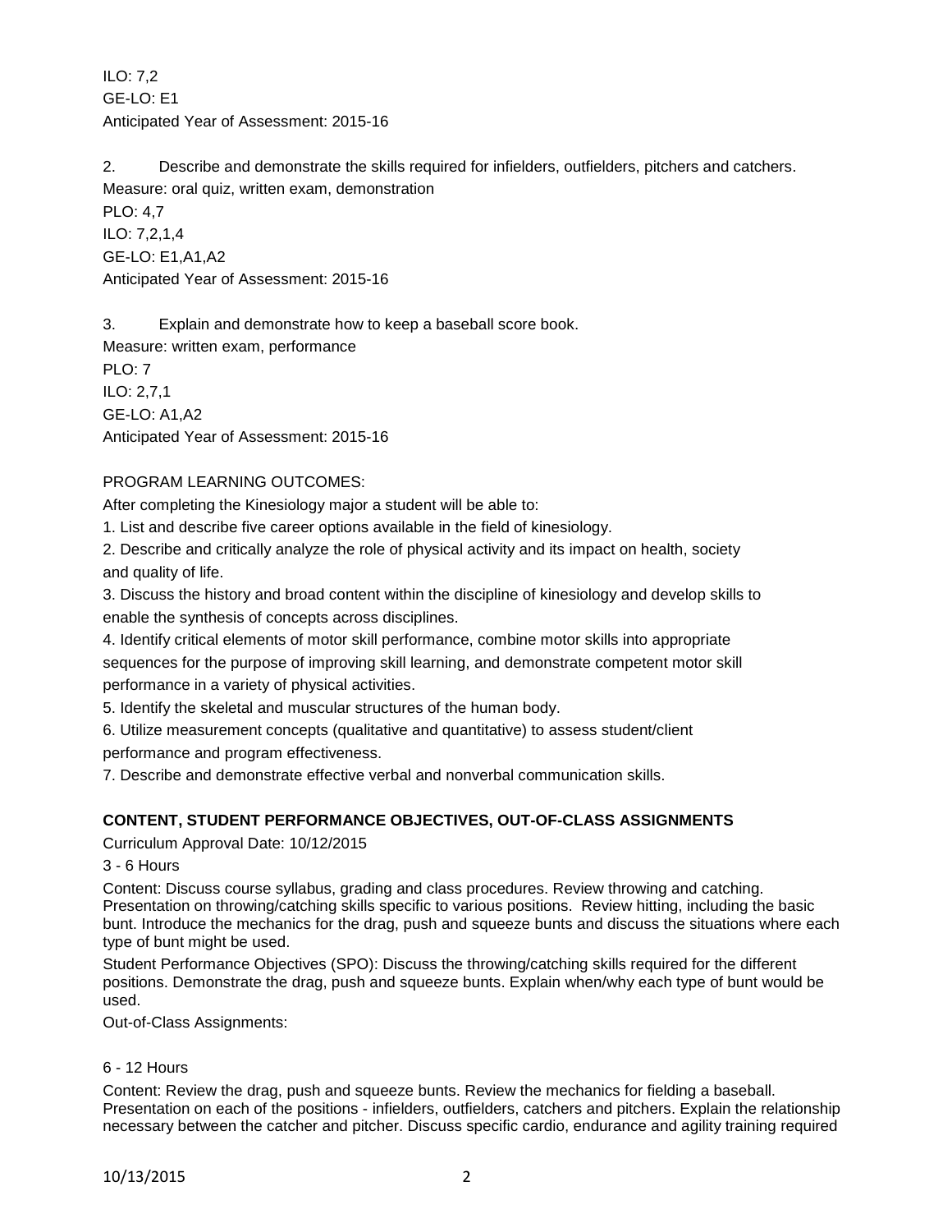ILO: 7,2
GE-LO: E1
Anticipated Year of Assessment: 2015-16

2. Describe and demonstrate the skills required for infielders, outfielders, pitchers and catchers.
Measure: oral quiz, written exam, demonstration
PLO: 4,7
ILO: 7,2,1,4
GE-LO: E1,A1,A2
Anticipated Year of Assessment: 2015-16

3. Explain and demonstrate how to keep a baseball score book.
Measure: written exam, performance
PLO: 7
ILO: 2,7,1
GE-LO: A1,A2
Anticipated Year of Assessment: 2015-16

PROGRAM LEARNING OUTCOMES:

After completing the Kinesiology major a student will be able to:

1. List and describe five career options available in the field of kinesiology.
2. Describe and critically analyze the role of physical activity and its impact on health, society and quality of life.
3. Discuss the history and broad content within the discipline of kinesiology and develop skills to enable the synthesis of concepts across disciplines.
4. Identify critical elements of motor skill performance, combine motor skills into appropriate sequences for the purpose of improving skill learning, and demonstrate competent motor skill performance in a variety of physical activities.
5. Identify the skeletal and muscular structures of the human body.
6. Utilize measurement concepts (qualitative and quantitative) to assess student/client performance and program effectiveness.
7. Describe and demonstrate effective verbal and nonverbal communication skills.

**CONTENT, STUDENT PERFORMANCE OBJECTIVES, OUT-OF-CLASS ASSIGNMENTS**

Curriculum Approval Date: 10/12/2015

3 - 6 Hours

Content: Discuss course syllabus, grading and class procedures. Review throwing and catching. Presentation on throwing/catching skills specific to various positions. Review hitting, including the basic bunt. Introduce the mechanics for the drag, push and squeeze bunts and discuss the situations where each type of bunt might be used.

Student Performance Objectives (SPO): Discuss the throwing/catching skills required for the different positions. Demonstrate the drag, push and squeeze bunts. Explain when/why each type of bunt would be used.

Out-of-Class Assignments:

6 - 12 Hours

Content: Review the drag, push and squeeze bunts. Review the mechanics for fielding a baseball. Presentation on each of the positions - infielders, outfielders, catchers and pitchers. Explain the relationship necessary between the catcher and pitcher. Discuss specific cardio, endurance and agility training required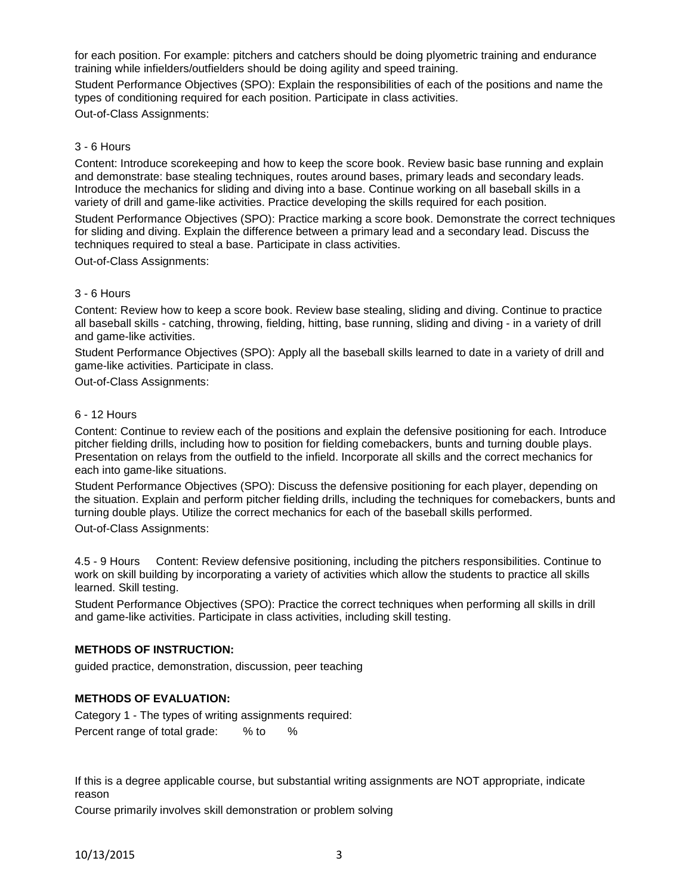for each position. For example: pitchers and catchers should be doing plyometric training and endurance training while infielders/outfielders should be doing agility and speed training.

Student Performance Objectives (SPO): Explain the responsibilities of each of the positions and name the types of conditioning required for each position. Participate in class activities.

Out-of-Class Assignments:

3 - 6 Hours

Content: Introduce scorekeeping and how to keep the score book. Review basic base running and explain and demonstrate: base stealing techniques, routes around bases, primary leads and secondary leads. Introduce the mechanics for sliding and diving into a base. Continue working on all baseball skills in a variety of drill and game-like activities. Practice developing the skills required for each position.

Student Performance Objectives (SPO): Practice marking a score book. Demonstrate the correct techniques for sliding and diving. Explain the difference between a primary lead and a secondary lead. Discuss the techniques required to steal a base. Participate in class activities.

Out-of-Class Assignments:

3 - 6 Hours

Content: Review how to keep a score book. Review base stealing, sliding and diving. Continue to practice all baseball skills - catching, throwing, fielding, hitting, base running, sliding and diving - in a variety of drill and game-like activities.

Student Performance Objectives (SPO): Apply all the baseball skills learned to date in a variety of drill and game-like activities. Participate in class.

Out-of-Class Assignments:

6 - 12 Hours

Content: Continue to review each of the positions and explain the defensive positioning for each. Introduce pitcher fielding drills, including how to position for fielding comebackers, bunts and turning double plays. Presentation on relays from the outfield to the infield. Incorporate all skills and the correct mechanics for each into game-like situations.

Student Performance Objectives (SPO): Discuss the defensive positioning for each player, depending on the situation. Explain and perform pitcher fielding drills, including the techniques for comebackers, bunts and turning double plays. Utilize the correct mechanics for each of the baseball skills performed.

Out-of-Class Assignments:

4.5 - 9 Hours Content: Review defensive positioning, including the pitchers responsibilities. Continue to work on skill building by incorporating a variety of activities which allow the students to practice all skills learned. Skill testing.

Student Performance Objectives (SPO): Practice the correct techniques when performing all skills in drill and game-like activities. Participate in class activities, including skill testing.

**METHODS OF INSTRUCTION:**

guided practice, demonstration, discussion, peer teaching

**METHODS OF EVALUATION:**

Category 1 - The types of writing assignments required:

Percent range of total grade: % to %

If this is a degree applicable course, but substantial writing assignments are NOT appropriate, indicate reason

Course primarily involves skill demonstration or problem solving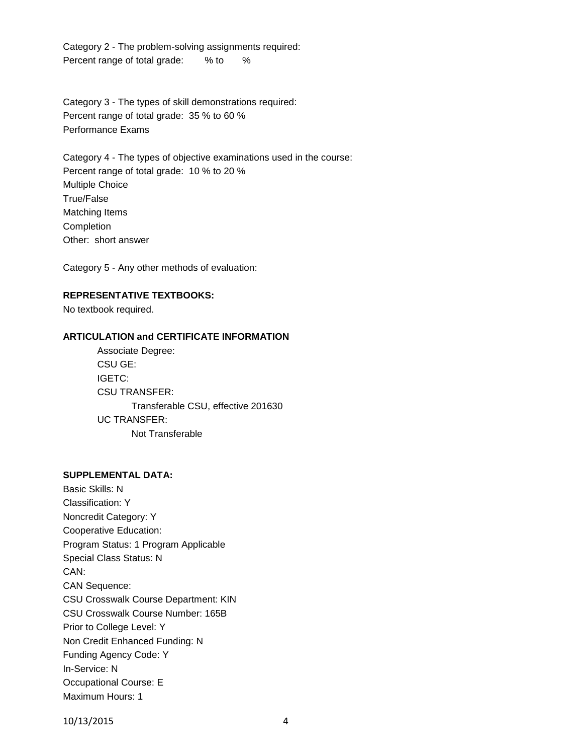Category 2 - The problem-solving assignments required:
Percent range of total grade: % to %

Category 3 - The types of skill demonstrations required:
Percent range of total grade: 35 % to 60 %
Performance Exams

Category 4 - The types of objective examinations used in the course:
Percent range of total grade: 10 % to 20 %
Multiple Choice
True/False
Matching Items
Completion
Other: short answer

Category 5 - Any other methods of evaluation:

**REPRESENTATIVE TEXTBOOKS:**

No textbook required.

**ARTICULATION and CERTIFICATE INFORMATION**

Associate Degree:
CSU GE:
IGETC:
CSU TRANSFER:
Transferable CSU, effective 201630
UC TRANSFER:
Not Transferable

**SUPPLEMENTAL DATA:**

Basic Skills: N
Classification: Y
Noncredit Category: Y
Cooperative Education:
Program Status: 1 Program Applicable
Special Class Status: N
CAN:
CAN Sequence:
CSU Crosswalk Course Department: KIN
CSU Crosswalk Course Number: 165B
Prior to College Level: Y
Non Credit Enhanced Funding: N
Funding Agency Code: Y
In-Service: N
Occupational Course: E
Maximum Hours: 1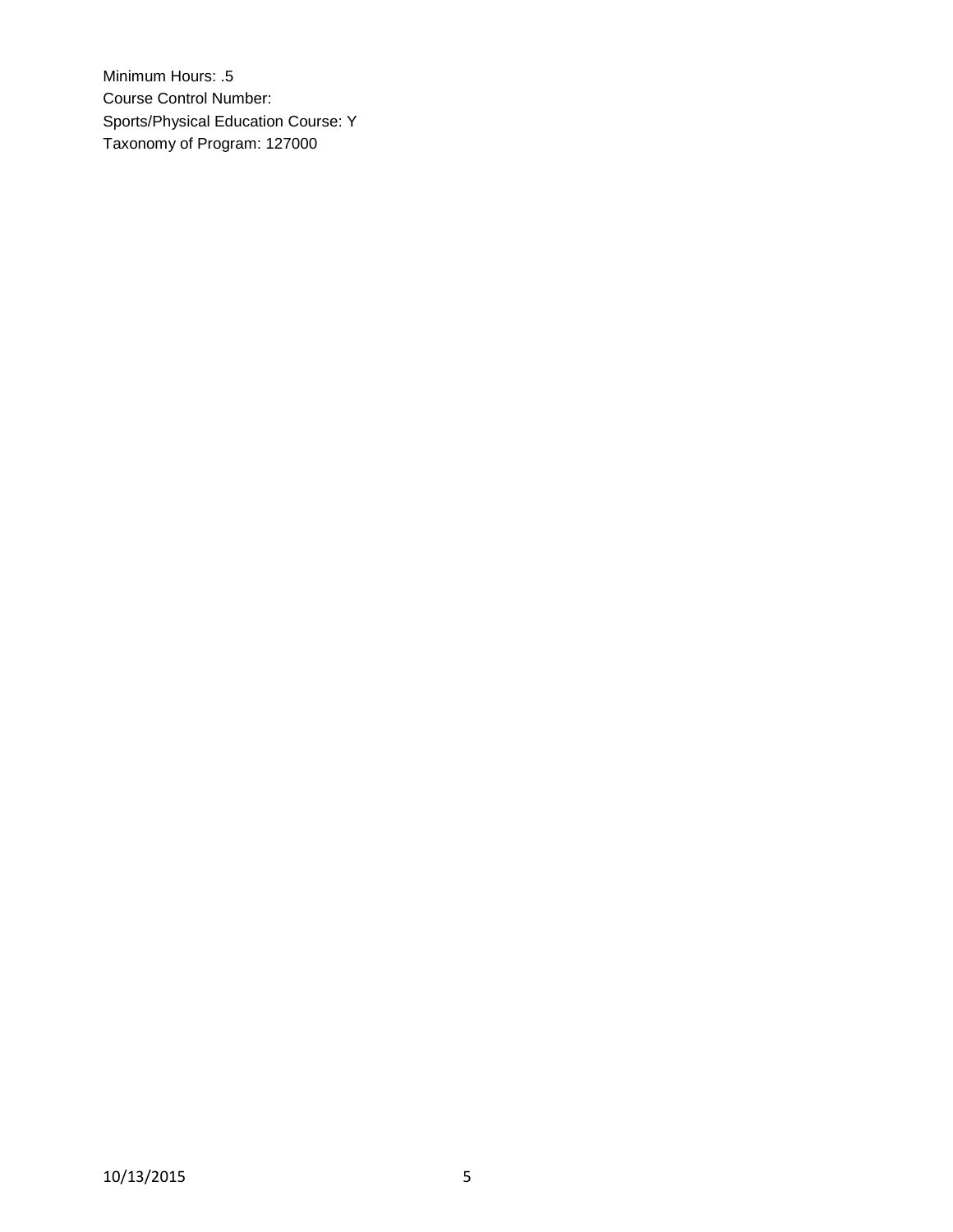Minimum Hours: .5
Course Control Number:
Sports/Physical Education Course: Y
Taxonomy of Program: 127000